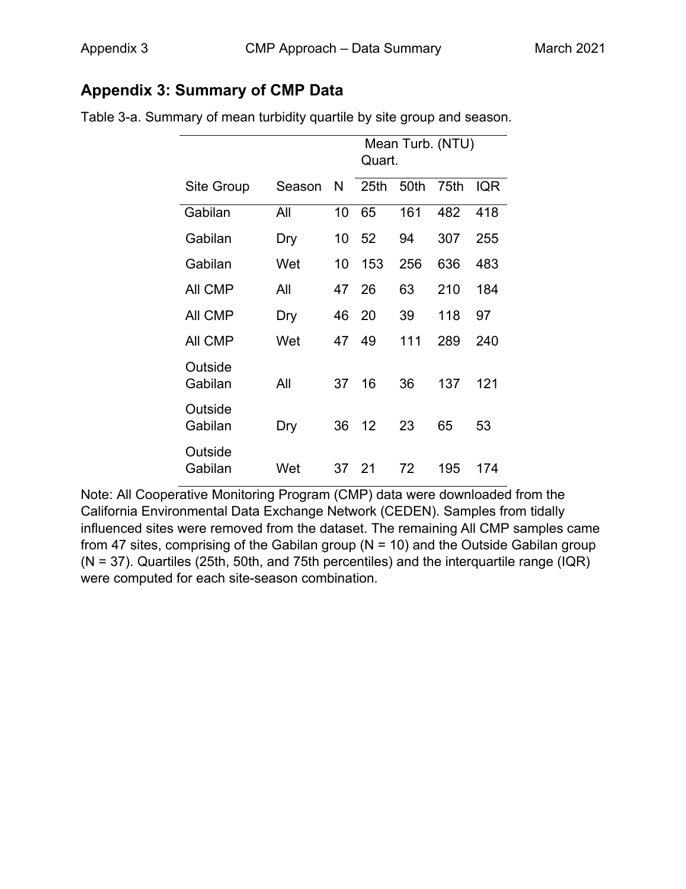## Appendix 3: Summary of CMP Data

Table 3-a. Summary of mean turbidity quartile by site group and season.

| | | | Mean Turb. (NTU) Quart. | | | |
|---|---|---|---|---|---|---|
| Site Group | Season | N | 25th | 50th | 75th | IQR |
| Gabilan | All | 10 | 65 | 161 | 482 | 418 |
| Gabilan | Dry | 10 | 52 | 94 | 307 | 255 |
| Gabilan | Wet | 10 | 153 | 256 | 636 | 483 |
| All CMP | All | 47 | 26 | 63 | 210 | 184 |
| All CMP | Dry | 46 | 20 | 39 | 118 | 97 |
| All CMP | Wet | 47 | 49 | 111 | 289 | 240 |
| Outside Gabilan | All | 37 | 16 | 36 | 137 | 121 |
| Outside Gabilan | Dry | 36 | 12 | 23 | 65 | 53 |
| Outside Gabilan | Wet | 37 | 21 | 72 | 195 | 174 |

Note: All Cooperative Monitoring Program (CMP) data were downloaded from the California Environmental Data Exchange Network (CEDEN). Samples from tidally influenced sites were removed from the dataset. The remaining All CMP samples came from 47 sites, comprising of the Gabilan group (N = 10) and the Outside Gabilan group (N = 37). Quartiles (25th, 50th, and 75th percentiles) and the interquartile range (IQR) were computed for each site-season combination.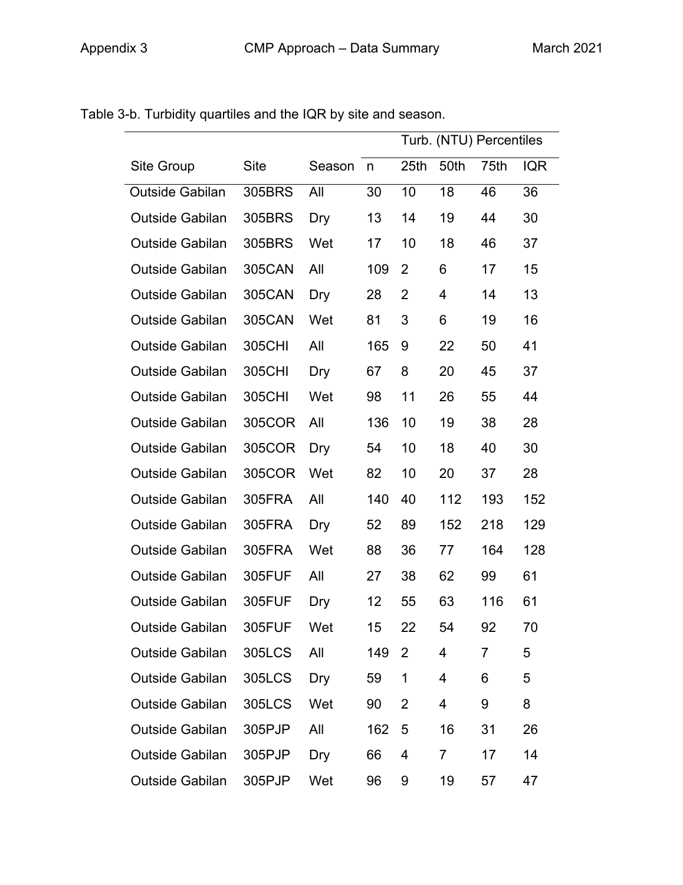Table 3-b. Turbidity quartiles and the IQR by site and season.

| | | | Turb. (NTU) Percentiles | | | | |
|---|---|---|---|---|---|---|---|
| Site Group | Site | Season | n | 25th | 50th | 75th | IQR |
| Outside Gabilan | 305BRS | All | 30 | 10 | 18 | 46 | 36 |
| Outside Gabilan | 305BRS | Dry | 13 | 14 | 19 | 44 | 30 |
| Outside Gabilan | 305BRS | Wet | 17 | 10 | 18 | 46 | 37 |
| Outside Gabilan | 305CAN | All | 109 | 2 | 6 | 17 | 15 |
| Outside Gabilan | 305CAN | Dry | 28 | 2 | 4 | 14 | 13 |
| Outside Gabilan | 305CAN | Wet | 81 | 3 | 6 | 19 | 16 |
| Outside Gabilan | 305CHI | All | 165 | 9 | 22 | 50 | 41 |
| Outside Gabilan | 305CHI | Dry | 67 | 8 | 20 | 45 | 37 |
| Outside Gabilan | 305CHI | Wet | 98 | 11 | 26 | 55 | 44 |
| Outside Gabilan | 305COR | All | 136 | 10 | 19 | 38 | 28 |
| Outside Gabilan | 305COR | Dry | 54 | 10 | 18 | 40 | 30 |
| Outside Gabilan | 305COR | Wet | 82 | 10 | 20 | 37 | 28 |
| Outside Gabilan | 305FRA | All | 140 | 40 | 112 | 193 | 152 |
| Outside Gabilan | 305FRA | Dry | 52 | 89 | 152 | 218 | 129 |
| Outside Gabilan | 305FRA | Wet | 88 | 36 | 77 | 164 | 128 |
| Outside Gabilan | 305FUF | All | 27 | 38 | 62 | 99 | 61 |
| Outside Gabilan | 305FUF | Dry | 12 | 55 | 63 | 116 | 61 |
| Outside Gabilan | 305FUF | Wet | 15 | 22 | 54 | 92 | 70 |
| Outside Gabilan | 305LCS | All | 149 | 2 | 4 | 7 | 5 |
| Outside Gabilan | 305LCS | Dry | 59 | 1 | 4 | 6 | 5 |
| Outside Gabilan | 305LCS | Wet | 90 | 2 | 4 | 9 | 8 |
| Outside Gabilan | 305PJP | All | 162 | 5 | 16 | 31 | 26 |
| Outside Gabilan | 305PJP | Dry | 66 | 4 | 7 | 17 | 14 |
| Outside Gabilan | 305PJP | Wet | 96 | 9 | 19 | 57 | 47 |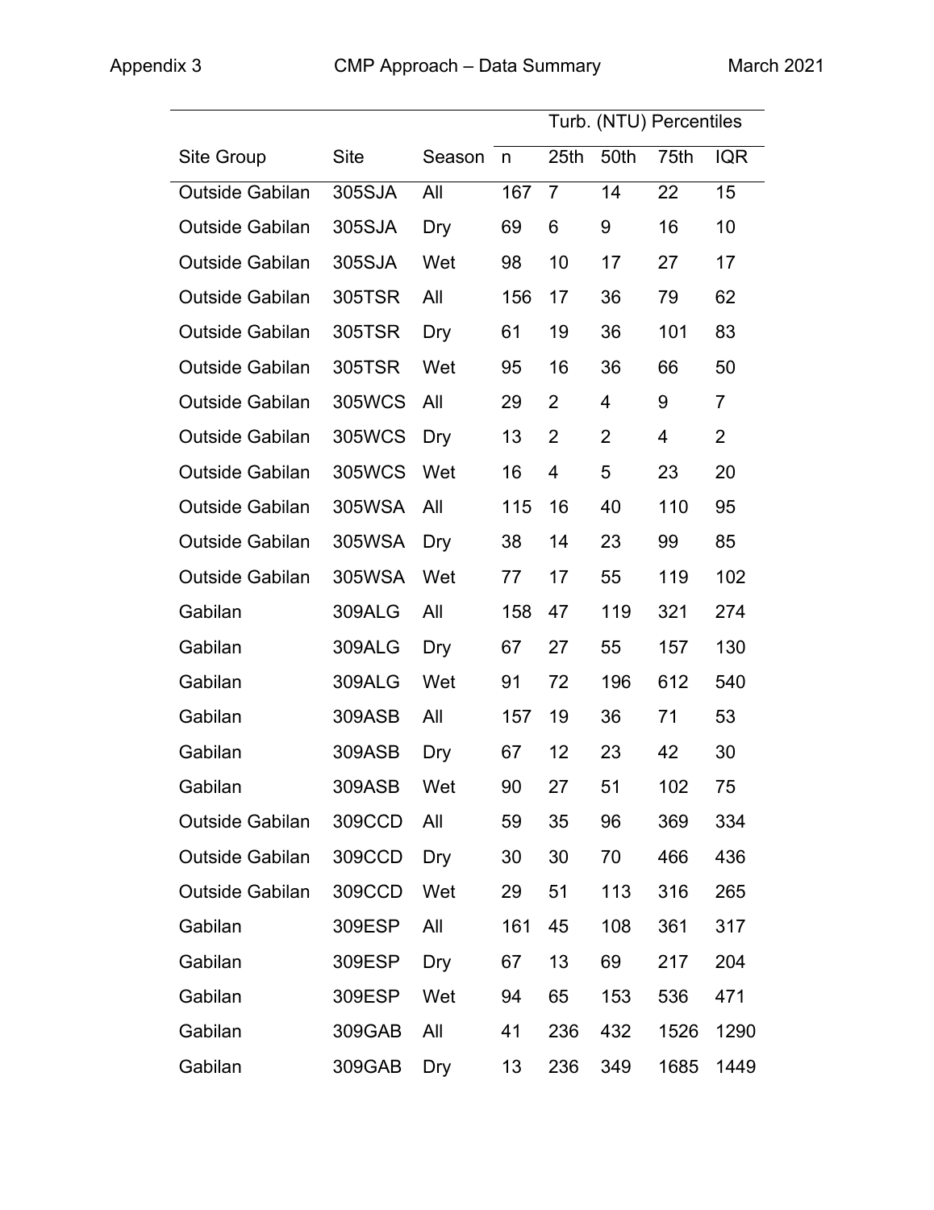| Site Group | Site | Season | n | Turb. (NTU) Percentiles 25th | 50th | 75th | IQR |
|---|---|---|---|---|---|---|---|
| Outside Gabilan | 305SJA | All | 167 | 7 | 14 | 22 | 15 |
| Outside Gabilan | 305SJA | Dry | 69 | 6 | 9 | 16 | 10 |
| Outside Gabilan | 305SJA | Wet | 98 | 10 | 17 | 27 | 17 |
| Outside Gabilan | 305TSR | All | 156 | 17 | 36 | 79 | 62 |
| Outside Gabilan | 305TSR | Dry | 61 | 19 | 36 | 101 | 83 |
| Outside Gabilan | 305TSR | Wet | 95 | 16 | 36 | 66 | 50 |
| Outside Gabilan | 305WCS | All | 29 | 2 | 4 | 9 | 7 |
| Outside Gabilan | 305WCS | Dry | 13 | 2 | 2 | 4 | 2 |
| Outside Gabilan | 305WCS | Wet | 16 | 4 | 5 | 23 | 20 |
| Outside Gabilan | 305WSA | All | 115 | 16 | 40 | 110 | 95 |
| Outside Gabilan | 305WSA | Dry | 38 | 14 | 23 | 99 | 85 |
| Outside Gabilan | 305WSA | Wet | 77 | 17 | 55 | 119 | 102 |
| Gabilan | 309ALG | All | 158 | 47 | 119 | 321 | 274 |
| Gabilan | 309ALG | Dry | 67 | 27 | 55 | 157 | 130 |
| Gabilan | 309ALG | Wet | 91 | 72 | 196 | 612 | 540 |
| Gabilan | 309ASB | All | 157 | 19 | 36 | 71 | 53 |
| Gabilan | 309ASB | Dry | 67 | 12 | 23 | 42 | 30 |
| Gabilan | 309ASB | Wet | 90 | 27 | 51 | 102 | 75 |
| Outside Gabilan | 309CCD | All | 59 | 35 | 96 | 369 | 334 |
| Outside Gabilan | 309CCD | Dry | 30 | 30 | 70 | 466 | 436 |
| Outside Gabilan | 309CCD | Wet | 29 | 51 | 113 | 316 | 265 |
| Gabilan | 309ESP | All | 161 | 45 | 108 | 361 | 317 |
| Gabilan | 309ESP | Dry | 67 | 13 | 69 | 217 | 204 |
| Gabilan | 309ESP | Wet | 94 | 65 | 153 | 536 | 471 |
| Gabilan | 309GAB | All | 41 | 236 | 432 | 1526 | 1290 |
| Gabilan | 309GAB | Dry | 13 | 236 | 349 | 1685 | 1449 |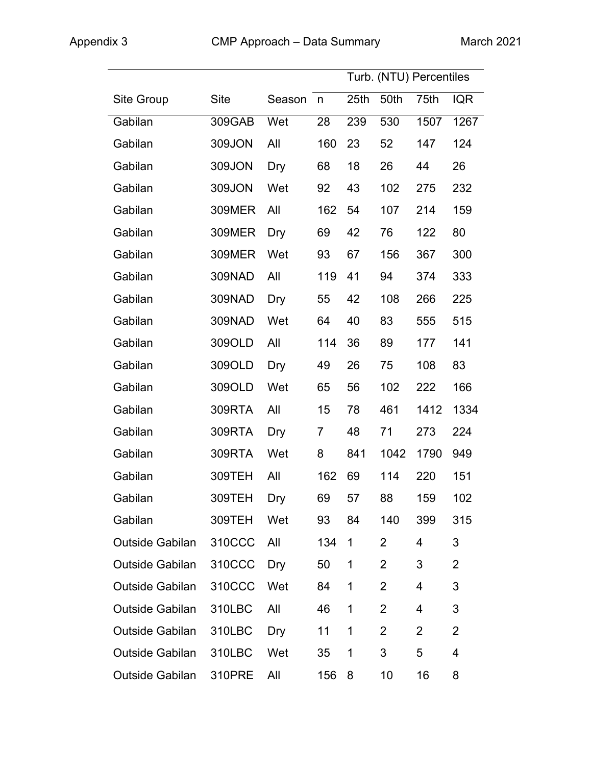| | | | | Turb. (NTU) Percentiles | | | |
|---|---|---|---|---|---|---|---|
| Site Group | Site | Season | n | 25th | 50th | 75th | IQR |
| Gabilan | 309GAB | Wet | 28 | 239 | 530 | 1507 | 1267 |
| Gabilan | 309JON | All | 160 | 23 | 52 | 147 | 124 |
| Gabilan | 309JON | Dry | 68 | 18 | 26 | 44 | 26 |
| Gabilan | 309JON | Wet | 92 | 43 | 102 | 275 | 232 |
| Gabilan | 309MER | All | 162 | 54 | 107 | 214 | 159 |
| Gabilan | 309MER | Dry | 69 | 42 | 76 | 122 | 80 |
| Gabilan | 309MER | Wet | 93 | 67 | 156 | 367 | 300 |
| Gabilan | 309NAD | All | 119 | 41 | 94 | 374 | 333 |
| Gabilan | 309NAD | Dry | 55 | 42 | 108 | 266 | 225 |
| Gabilan | 309NAD | Wet | 64 | 40 | 83 | 555 | 515 |
| Gabilan | 309OLD | All | 114 | 36 | 89 | 177 | 141 |
| Gabilan | 309OLD | Dry | 49 | 26 | 75 | 108 | 83 |
| Gabilan | 309OLD | Wet | 65 | 56 | 102 | 222 | 166 |
| Gabilan | 309RTA | All | 15 | 78 | 461 | 1412 | 1334 |
| Gabilan | 309RTA | Dry | 7 | 48 | 71 | 273 | 224 |
| Gabilan | 309RTA | Wet | 8 | 841 | 1042 | 1790 | 949 |
| Gabilan | 309TEH | All | 162 | 69 | 114 | 220 | 151 |
| Gabilan | 309TEH | Dry | 69 | 57 | 88 | 159 | 102 |
| Gabilan | 309TEH | Wet | 93 | 84 | 140 | 399 | 315 |
| Outside Gabilan | 310CCC | All | 134 | 1 | 2 | 4 | 3 |
| Outside Gabilan | 310CCC | Dry | 50 | 1 | 2 | 3 | 2 |
| Outside Gabilan | 310CCC | Wet | 84 | 1 | 2 | 4 | 3 |
| Outside Gabilan | 310LBC | All | 46 | 1 | 2 | 4 | 3 |
| Outside Gabilan | 310LBC | Dry | 11 | 1 | 2 | 2 | 2 |
| Outside Gabilan | 310LBC | Wet | 35 | 1 | 3 | 5 | 4 |
| Outside Gabilan | 310PRE | All | 156 | 8 | 10 | 16 | 8 |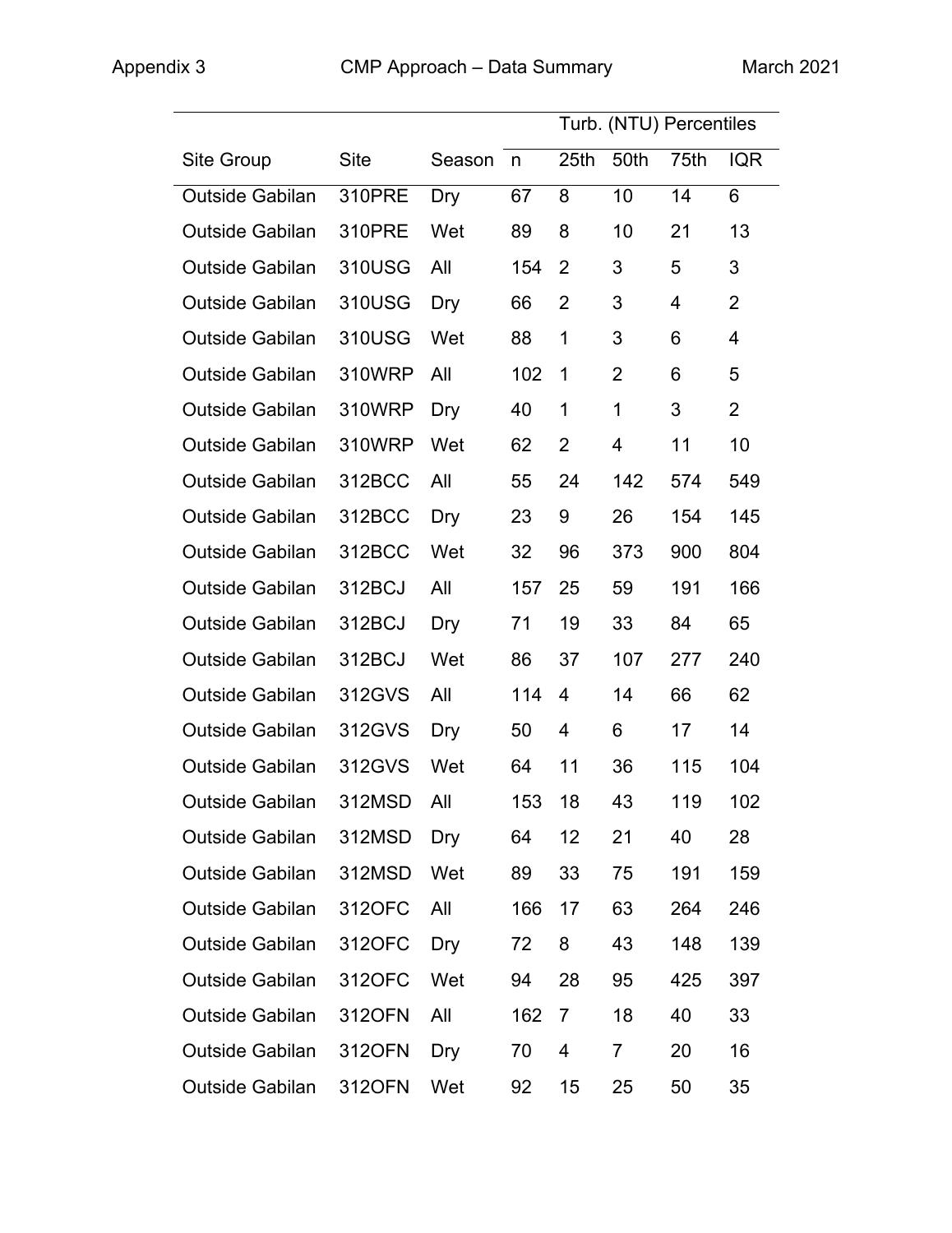| Site Group | Site | Season | n | Turb. (NTU) Percentiles | | | |
|---|---|---|---|---|---|---|---|
| | | | | 25th | 50th | 75th | IQR |
| Outside Gabilan | 310PRE | Dry | 67 | 8 | 10 | 14 | 6 |
| Outside Gabilan | 310PRE | Wet | 89 | 8 | 10 | 21 | 13 |
| Outside Gabilan | 310USG | All | 154 | 2 | 3 | 5 | 3 |
| Outside Gabilan | 310USG | Dry | 66 | 2 | 3 | 4 | 2 |
| Outside Gabilan | 310USG | Wet | 88 | 1 | 3 | 6 | 4 |
| Outside Gabilan | 310WRP | All | 102 | 1 | 2 | 6 | 5 |
| Outside Gabilan | 310WRP | Dry | 40 | 1 | 1 | 3 | 2 |
| Outside Gabilan | 310WRP | Wet | 62 | 2 | 4 | 11 | 10 |
| Outside Gabilan | 312BCC | All | 55 | 24 | 142 | 574 | 549 |
| Outside Gabilan | 312BCC | Dry | 23 | 9 | 26 | 154 | 145 |
| Outside Gabilan | 312BCC | Wet | 32 | 96 | 373 | 900 | 804 |
| Outside Gabilan | 312BCJ | All | 157 | 25 | 59 | 191 | 166 |
| Outside Gabilan | 312BCJ | Dry | 71 | 19 | 33 | 84 | 65 |
| Outside Gabilan | 312BCJ | Wet | 86 | 37 | 107 | 277 | 240 |
| Outside Gabilan | 312GVS | All | 114 | 4 | 14 | 66 | 62 |
| Outside Gabilan | 312GVS | Dry | 50 | 4 | 6 | 17 | 14 |
| Outside Gabilan | 312GVS | Wet | 64 | 11 | 36 | 115 | 104 |
| Outside Gabilan | 312MSD | All | 153 | 18 | 43 | 119 | 102 |
| Outside Gabilan | 312MSD | Dry | 64 | 12 | 21 | 40 | 28 |
| Outside Gabilan | 312MSD | Wet | 89 | 33 | 75 | 191 | 159 |
| Outside Gabilan | 312OFC | All | 166 | 17 | 63 | 264 | 246 |
| Outside Gabilan | 312OFC | Dry | 72 | 8 | 43 | 148 | 139 |
| Outside Gabilan | 312OFC | Wet | 94 | 28 | 95 | 425 | 397 |
| Outside Gabilan | 312OFN | All | 162 | 7 | 18 | 40 | 33 |
| Outside Gabilan | 312OFN | Dry | 70 | 4 | 7 | 20 | 16 |
| Outside Gabilan | 312OFN | Wet | 92 | 15 | 25 | 50 | 35 |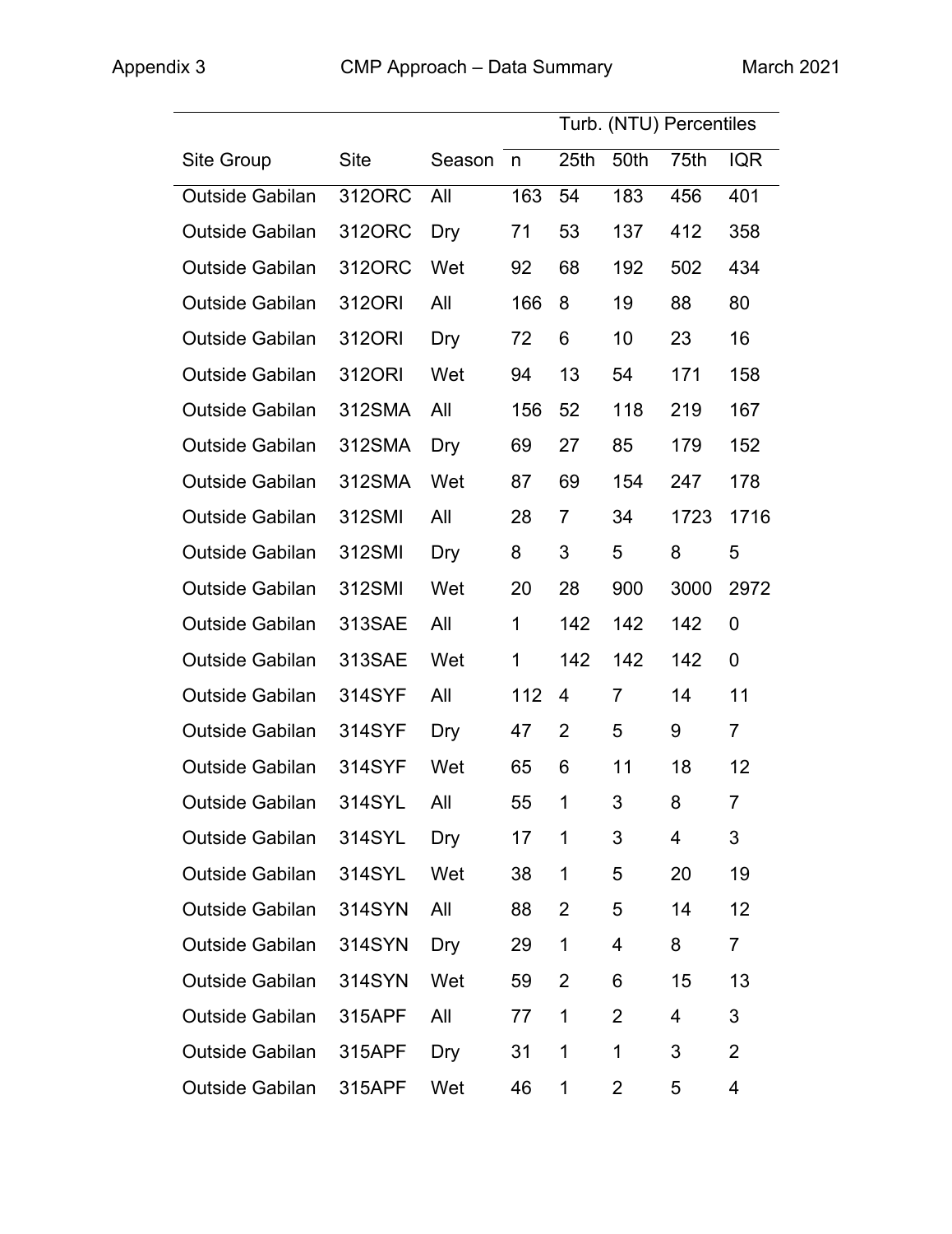| | | | | Turb. (NTU) Percentiles | | | |
|---|---|---|---|---|---|---|---|
| Site Group | Site | Season | n | 25th | 50th | 75th | IQR |
| Outside Gabilan | 312ORC | All | 163 | 54 | 183 | 456 | 401 |
| Outside Gabilan | 312ORC | Dry | 71 | 53 | 137 | 412 | 358 |
| Outside Gabilan | 312ORC | Wet | 92 | 68 | 192 | 502 | 434 |
| Outside Gabilan | 312ORI | All | 166 | 8 | 19 | 88 | 80 |
| Outside Gabilan | 312ORI | Dry | 72 | 6 | 10 | 23 | 16 |
| Outside Gabilan | 312ORI | Wet | 94 | 13 | 54 | 171 | 158 |
| Outside Gabilan | 312SMA | All | 156 | 52 | 118 | 219 | 167 |
| Outside Gabilan | 312SMA | Dry | 69 | 27 | 85 | 179 | 152 |
| Outside Gabilan | 312SMA | Wet | 87 | 69 | 154 | 247 | 178 |
| Outside Gabilan | 312SMI | All | 28 | 7 | 34 | 1723 | 1716 |
| Outside Gabilan | 312SMI | Dry | 8 | 3 | 5 | 8 | 5 |
| Outside Gabilan | 312SMI | Wet | 20 | 28 | 900 | 3000 | 2972 |
| Outside Gabilan | 313SAE | All | 1 | 142 | 142 | 142 | 0 |
| Outside Gabilan | 313SAE | Wet | 1 | 142 | 142 | 142 | 0 |
| Outside Gabilan | 314SYF | All | 112 | 4 | 7 | 14 | 11 |
| Outside Gabilan | 314SYF | Dry | 47 | 2 | 5 | 9 | 7 |
| Outside Gabilan | 314SYF | Wet | 65 | 6 | 11 | 18 | 12 |
| Outside Gabilan | 314SYL | All | 55 | 1 | 3 | 8 | 7 |
| Outside Gabilan | 314SYL | Dry | 17 | 1 | 3 | 4 | 3 |
| Outside Gabilan | 314SYL | Wet | 38 | 1 | 5 | 20 | 19 |
| Outside Gabilan | 314SYN | All | 88 | 2 | 5 | 14 | 12 |
| Outside Gabilan | 314SYN | Dry | 29 | 1 | 4 | 8 | 7 |
| Outside Gabilan | 314SYN | Wet | 59 | 2 | 6 | 15 | 13 |
| Outside Gabilan | 315APF | All | 77 | 1 | 2 | 4 | 3 |
| Outside Gabilan | 315APF | Dry | 31 | 1 | 1 | 3 | 2 |
| Outside Gabilan | 315APF | Wet | 46 | 1 | 2 | 5 | 4 |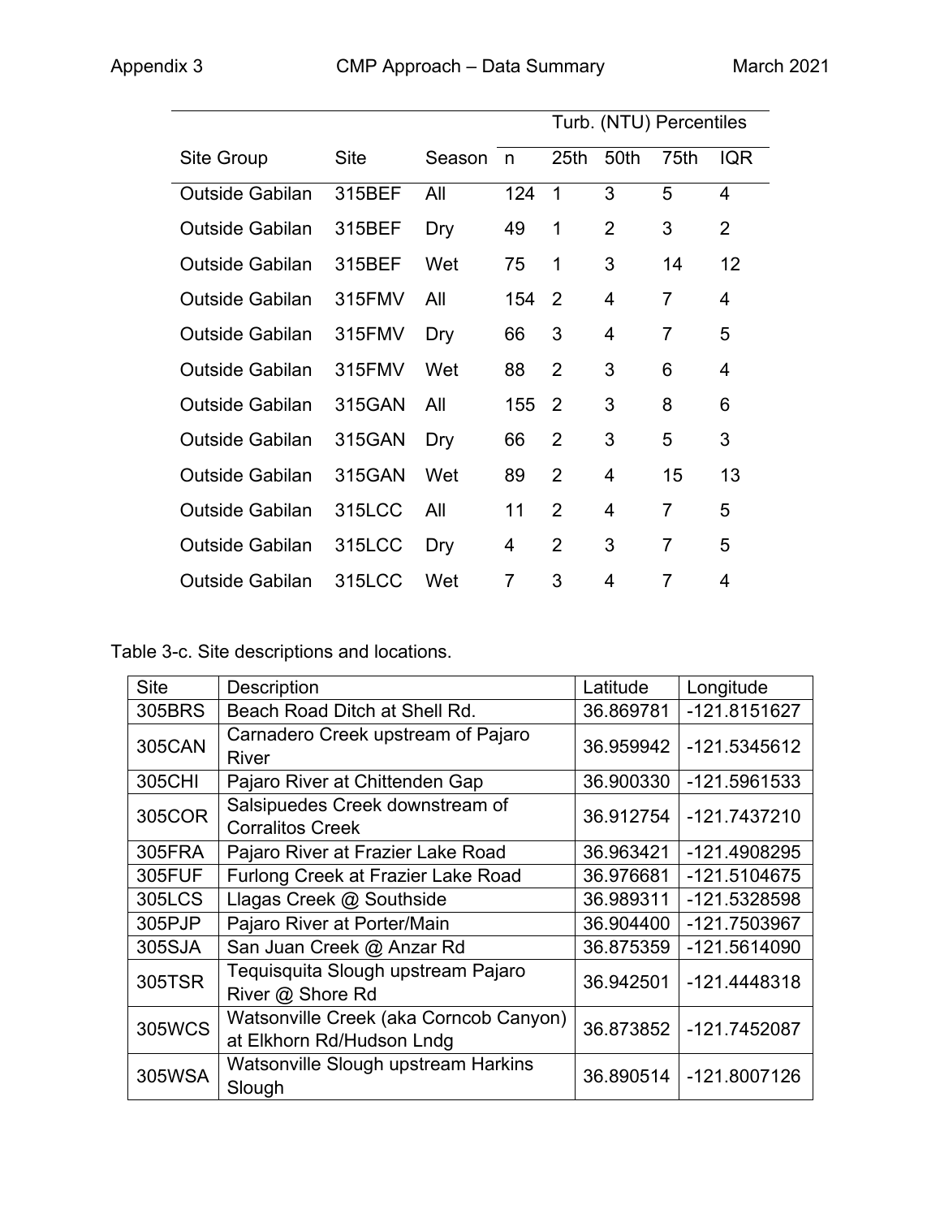| Site Group | Site | Season | n | Turb. (NTU) Percentiles | | | |
|---|---|---|---|---|---|---|---|
| | | | | 25th | 50th | 75th | IQR |
| Outside Gabilan | 315BEF | All | 124 | 1 | 3 | 5 | 4 |
| Outside Gabilan | 315BEF | Dry | 49 | 1 | 2 | 3 | 2 |
| Outside Gabilan | 315BEF | Wet | 75 | 1 | 3 | 14 | 12 |
| Outside Gabilan | 315FMV | All | 154 | 2 | 4 | 7 | 4 |
| Outside Gabilan | 315FMV | Dry | 66 | 3 | 4 | 7 | 5 |
| Outside Gabilan | 315FMV | Wet | 88 | 2 | 3 | 6 | 4 |
| Outside Gabilan | 315GAN | All | 155 | 2 | 3 | 8 | 6 |
| Outside Gabilan | 315GAN | Dry | 66 | 2 | 3 | 5 | 3 |
| Outside Gabilan | 315GAN | Wet | 89 | 2 | 4 | 15 | 13 |
| Outside Gabilan | 315LCC | All | 11 | 2 | 4 | 7 | 5 |
| Outside Gabilan | 315LCC | Dry | 4 | 2 | 3 | 7 | 5 |
| Outside Gabilan | 315LCC | Wet | 7 | 3 | 4 | 7 | 4 |

Table 3-c. Site descriptions and locations.

| Site | Description | Latitude | Longitude |
|---|---|---|---|
| 305BRS | Beach Road Ditch at Shell Rd. | 36.869781 | -121.8151627 |
| 305CAN | Carnadero Creek upstream of Pajaro River | 36.959942 | -121.5345612 |
| 305CHI | Pajaro River at Chittenden Gap | 36.900330 | -121.5961533 |
| 305COR | Salsipuedes Creek downstream of Corralitos Creek | 36.912754 | -121.7437210 |
| 305FRA | Pajaro River at Frazier Lake Road | 36.963421 | -121.4908295 |
| 305FUF | Furlong Creek at Frazier Lake Road | 36.976681 | -121.5104675 |
| 305LCS | Llagas Creek @ Southside | 36.989311 | -121.5328598 |
| 305PJP | Pajaro River at Porter/Main | 36.904400 | -121.7503967 |
| 305SJA | San Juan Creek @ Anzar Rd | 36.875359 | -121.5614090 |
| 305TSR | Tequisquita Slough upstream Pajaro River @ Shore Rd | 36.942501 | -121.4448318 |
| 305WCS | Watsonville Creek (aka Corncob Canyon) at Elkhorn Rd/Hudson Lndg | 36.873852 | -121.7452087 |
| 305WSA | Watsonville Slough upstream Harkins Slough | 36.890514 | -121.8007126 |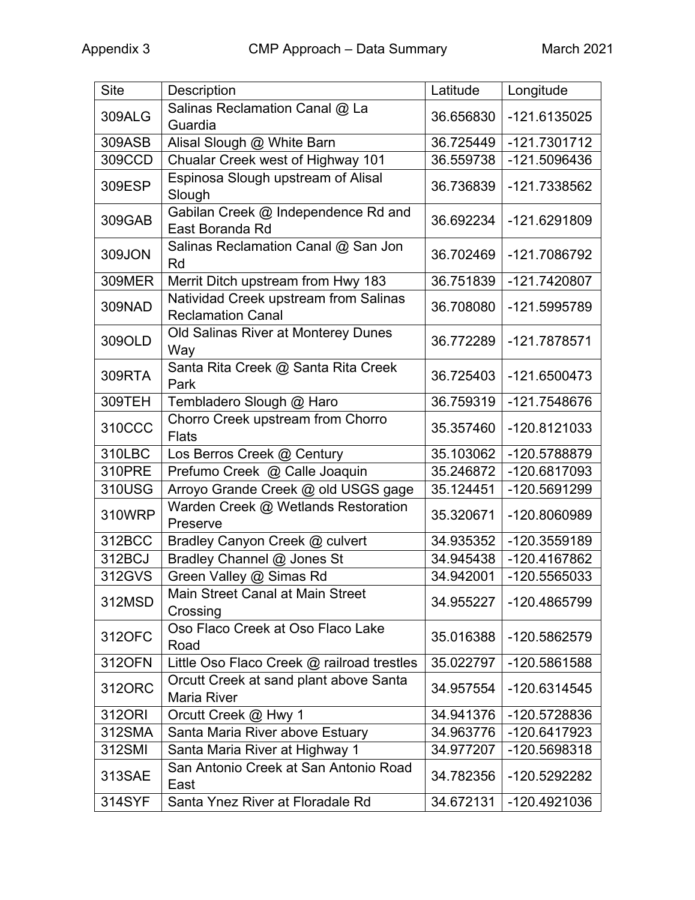| Site | Description | Latitude | Longitude |
|---|---|---|---|
| 309ALG | Salinas Reclamation Canal @ La Guardia | 36.656830 | -121.6135025 |
| 309ASB | Alisal Slough @ White Barn | 36.725449 | -121.7301712 |
| 309CCD | Chualar Creek west of Highway 101 | 36.559738 | -121.5096436 |
| 309ESP | Espinosa Slough upstream of Alisal Slough | 36.736839 | -121.7338562 |
| 309GAB | Gabilan Creek @ Independence Rd and East Boranda Rd | 36.692234 | -121.6291809 |
| 309JON | Salinas Reclamation Canal @ San Jon Rd | 36.702469 | -121.7086792 |
| 309MER | Merrit Ditch upstream from Hwy 183 | 36.751839 | -121.7420807 |
| 309NAD | Natividad Creek upstream from Salinas Reclamation Canal | 36.708080 | -121.5995789 |
| 309OLD | Old Salinas River at Monterey Dunes Way | 36.772289 | -121.7878571 |
| 309RTA | Santa Rita Creek @ Santa Rita Creek Park | 36.725403 | -121.6500473 |
| 309TEH | Tembladero Slough @ Haro | 36.759319 | -121.7548676 |
| 310CCC | Chorro Creek upstream from Chorro Flats | 35.357460 | -120.8121033 |
| 310LBC | Los Berros Creek @ Century | 35.103062 | -120.5788879 |
| 310PRE | Prefumo Creek @ Calle Joaquin | 35.246872 | -120.6817093 |
| 310USG | Arroyo Grande Creek @ old USGS gage | 35.124451 | -120.5691299 |
| 310WRP | Warden Creek @ Wetlands Restoration Preserve | 35.320671 | -120.8060989 |
| 312BCC | Bradley Canyon Creek @ culvert | 34.935352 | -120.3559189 |
| 312BCJ | Bradley Channel @ Jones St | 34.945438 | -120.4167862 |
| 312GVS | Green Valley @ Simas Rd | 34.942001 | -120.5565033 |
| 312MSD | Main Street Canal at Main Street Crossing | 34.955227 | -120.4865799 |
| 312OFC | Oso Flaco Creek at Oso Flaco Lake Road | 35.016388 | -120.5862579 |
| 312OFN | Little Oso Flaco Creek @ railroad trestles | 35.022797 | -120.5861588 |
| 312ORC | Orcutt Creek at sand plant above Santa Maria River | 34.957554 | -120.6314545 |
| 312ORI | Orcutt Creek @ Hwy 1 | 34.941376 | -120.5728836 |
| 312SMA | Santa Maria River above Estuary | 34.963776 | -120.6417923 |
| 312SMI | Santa Maria River at Highway 1 | 34.977207 | -120.5698318 |
| 313SAE | San Antonio Creek at San Antonio Road East | 34.782356 | -120.5292282 |
| 314SYF | Santa Ynez River at Floradale Rd | 34.672131 | -120.4921036 |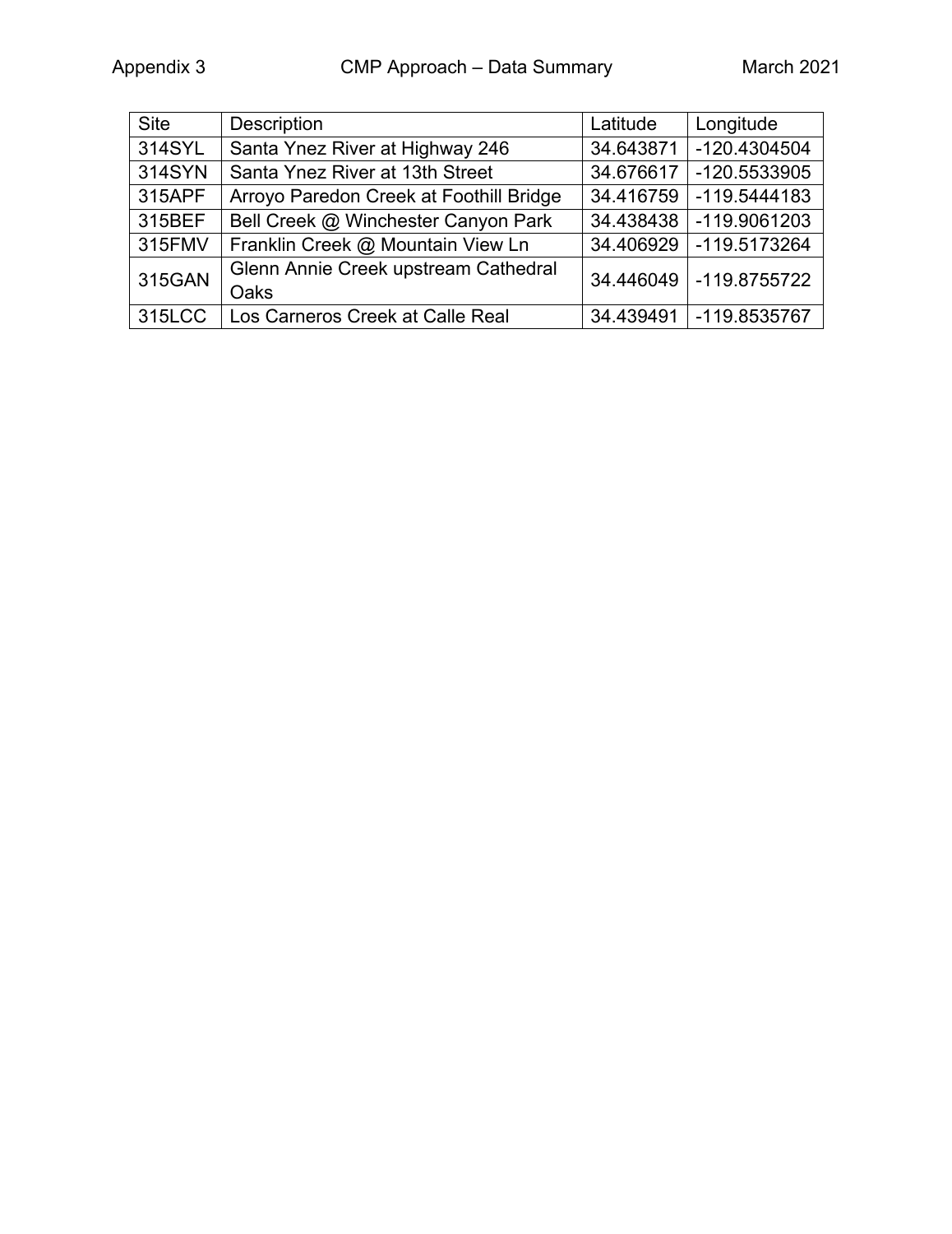| Site | Description | Latitude | Longitude |
|---|---|---|---|
| 314SYL | Santa Ynez River at Highway 246 | 34.643871 | -120.4304504 |
| 314SYN | Santa Ynez River at 13th Street | 34.676617 | -120.5533905 |
| 315APF | Arroyo Paredon Creek at Foothill Bridge | 34.416759 | -119.5444183 |
| 315BEF | Bell Creek @ Winchester Canyon Park | 34.438438 | -119.9061203 |
| 315FMV | Franklin Creek @ Mountain View Ln | 34.406929 | -119.5173264 |
| 315GAN | Glenn Annie Creek upstream Cathedral Oaks | 34.446049 | -119.8755722 |
| 315LCC | Los Carneros Creek at Calle Real | 34.439491 | -119.8535767 |